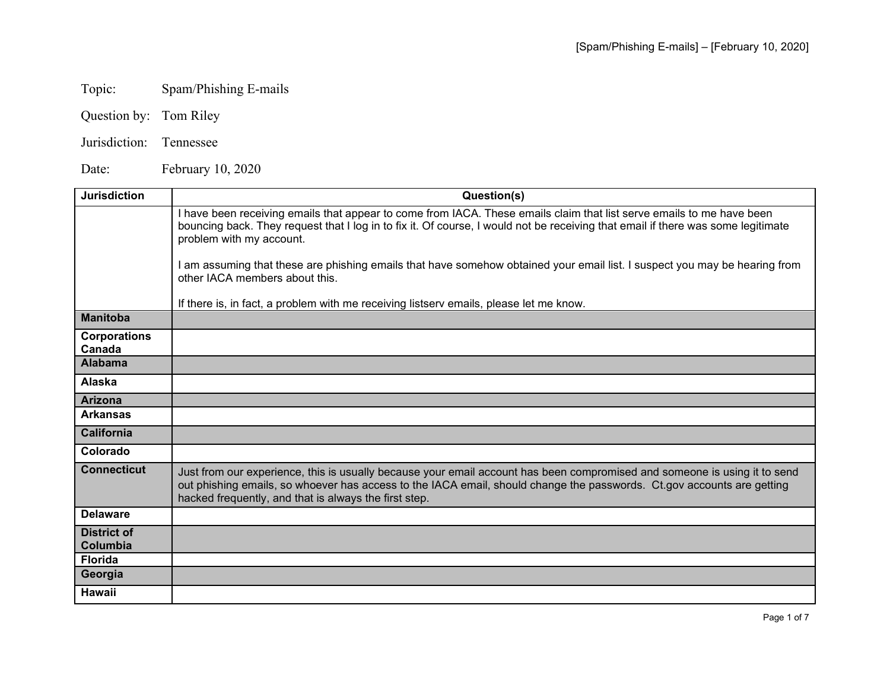Topic: Spam/Phishing E-mails

Question by: Tom Riley

Jurisdiction: Tennessee

Date: February 10, 2020

| Jurisdiction | Question(s) |
| --- | --- |
| | I have been receiving emails that appear to come from IACA. These emails claim that list serve emails to me have been bouncing back. They request that I log in to fix it. Of course, I would not be receiving that email if there was some legitimate problem with my account.<br><br>I am assuming that these are phishing emails that have somehow obtained your email list. I suspect you may be hearing from other IACA members about this.<br><br>If there is, in fact, a problem with me receiving listserv emails, please let me know. |
| **Manitoba** | |
| **Corporations Canada** | |
| **Alabama** | |
| **Alaska** | |
| **Arizona** | |
| **Arkansas** | |
| **California** | |
| **Colorado** | |
| **Connecticut** | Just from our experience, this is usually because your email account has been compromised and someone is using it to send out phishing emails, so whoever has access to the IACA email, should change the passwords. Ct.gov accounts are getting hacked frequently, and that is always the first step. |
| **Delaware** | |
| **District of Columbia** | |
| **Florida** | |
| **Georgia** | |
| **Hawaii** | |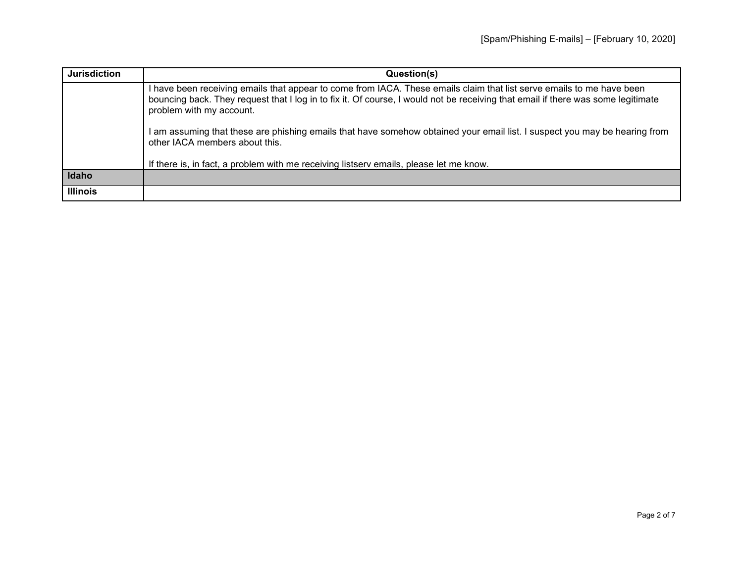| Jurisdiction | Question(s) |
| --- | --- |
| | I have been receiving emails that appear to come from IACA. These emails claim that list serve emails to me have been bouncing back. They request that I log in to fix it. Of course, I would not be receiving that email if there was some legitimate problem with my account.<br><br>I am assuming that these are phishing emails that have somehow obtained your email list. I suspect you may be hearing from other IACA members about this.<br><br>If there is, in fact, a problem with me receiving listserv emails, please let me know. |
| **Idaho** | |
| **Illinois** | |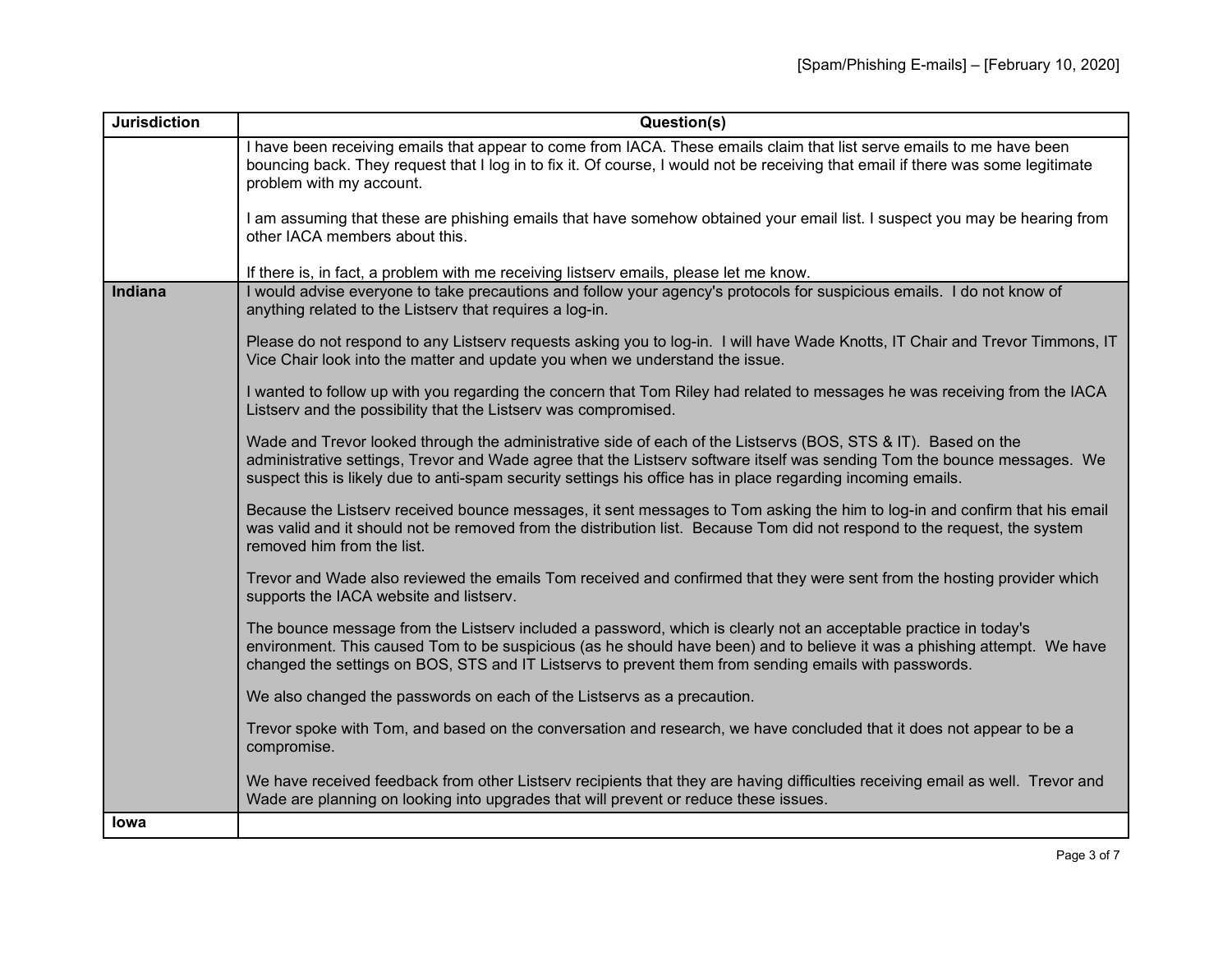| Jurisdiction | Question(s) |
|---|---|
| | I have been receiving emails that appear to come from IACA. These emails claim that list serve emails to me have been bouncing back. They request that I log in to fix it. Of course, I would not be receiving that email if there was some legitimate problem with my account.<br><br>I am assuming that these are phishing emails that have somehow obtained your email list. I suspect you may be hearing from other IACA members about this.<br><br>If there is, in fact, a problem with me receiving listserv emails, please let me know. |
| **Indiana** | I would advise everyone to take precautions and follow your agency's protocols for suspicious emails. I do not know of anything related to the Listserv that requires a log-in.<br><br>Please do not respond to any Listserv requests asking you to log-in. I will have Wade Knotts, IT Chair and Trevor Timmons, IT Vice Chair look into the matter and update you when we understand the issue.<br><br>I wanted to follow up with you regarding the concern that Tom Riley had related to messages he was receiving from the IACA Listserv and the possibility that the Listserv was compromised.<br><br>Wade and Trevor looked through the administrative side of each of the Listservs (BOS, STS & IT). Based on the administrative settings, Trevor and Wade agree that the Listserv software itself was sending Tom the bounce messages. We suspect this is likely due to anti-spam security settings his office has in place regarding incoming emails.<br><br>Because the Listserv received bounce messages, it sent messages to Tom asking the him to log-in and confirm that his email was valid and it should not be removed from the distribution list. Because Tom did not respond to the request, the system removed him from the list.<br><br>Trevor and Wade also reviewed the emails Tom received and confirmed that they were sent from the hosting provider which supports the IACA website and listserv.<br><br>The bounce message from the Listserv included a password, which is clearly not an acceptable practice in today's environment. This caused Tom to be suspicious (as he should have been) and to believe it was a phishing attempt. We have changed the settings on BOS, STS and IT Listservs to prevent them from sending emails with passwords.<br><br>We also changed the passwords on each of the Listservs as a precaution.<br><br>Trevor spoke with Tom, and based on the conversation and research, we have concluded that it does not appear to be a compromise.<br><br>We have received feedback from other Listserv recipients that they are having difficulties receiving email as well. Trevor and Wade are planning on looking into upgrades that will prevent or reduce these issues. |
| **Iowa** | |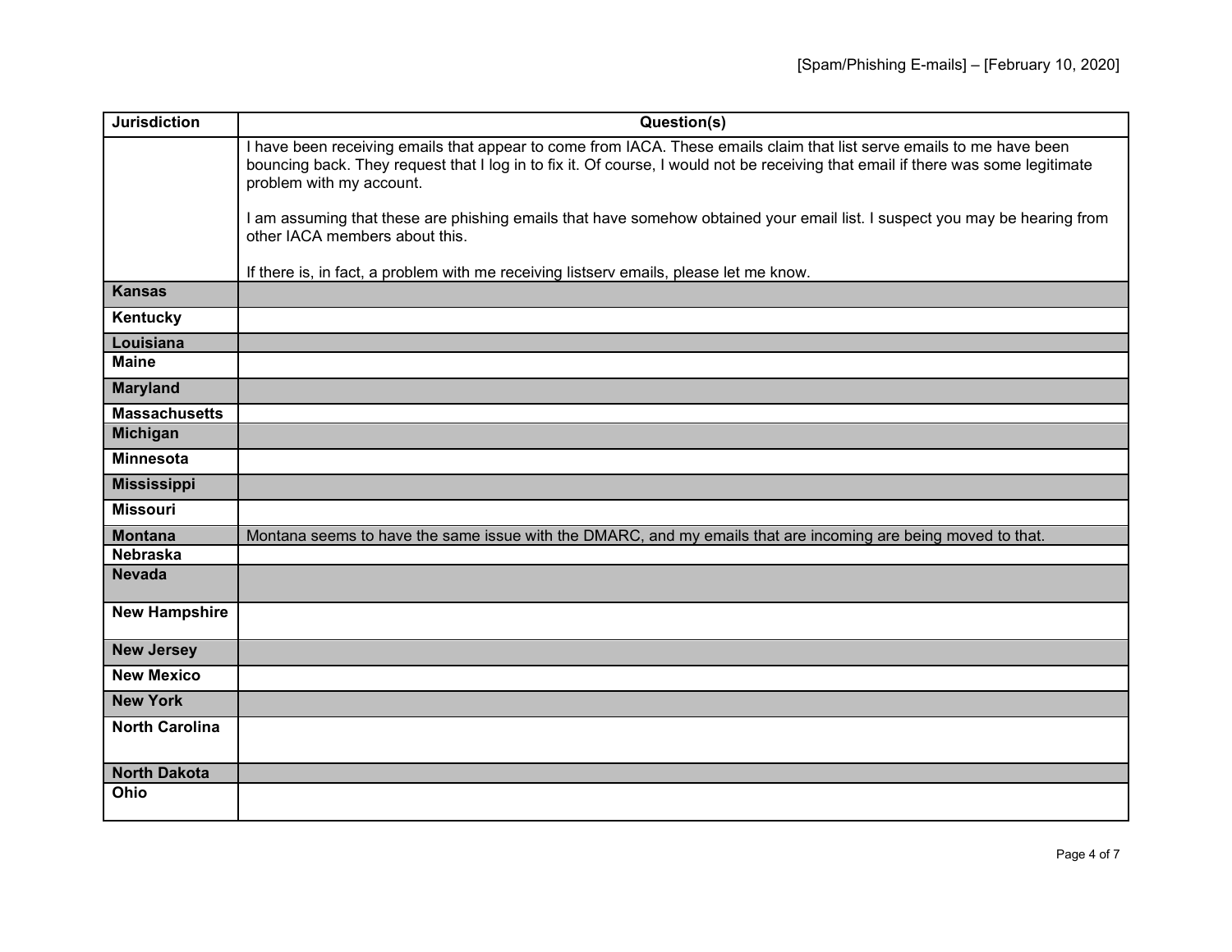| Jurisdiction | Question(s) |
| --- | --- |
| | I have been receiving emails that appear to come from IACA. These emails claim that list serve emails to me have been bouncing back. They request that I log in to fix it. Of course, I would not be receiving that email if there was some legitimate problem with my account.<br><br>I am assuming that these are phishing emails that have somehow obtained your email list. I suspect you may be hearing from other IACA members about this.<br><br>If there is, in fact, a problem with me receiving listserv emails, please let me know. |
| **Kansas** | |
| **Kentucky** | |
| **Louisiana** | |
| **Maine** | |
| **Maryland** | |
| **Massachusetts** | |
| **Michigan** | |
| **Minnesota** | |
| **Mississippi** | |
| **Missouri** | |
| **Montana** | Montana seems to have the same issue with the DMARC, and my emails that are incoming are being moved to that. |
| **Nebraska** | |
| **Nevada** | |
| **New Hampshire** | |
| **New Jersey** | |
| **New Mexico** | |
| **New York** | |
| **North Carolina** | |
| **North Dakota** | |
| **Ohio** | |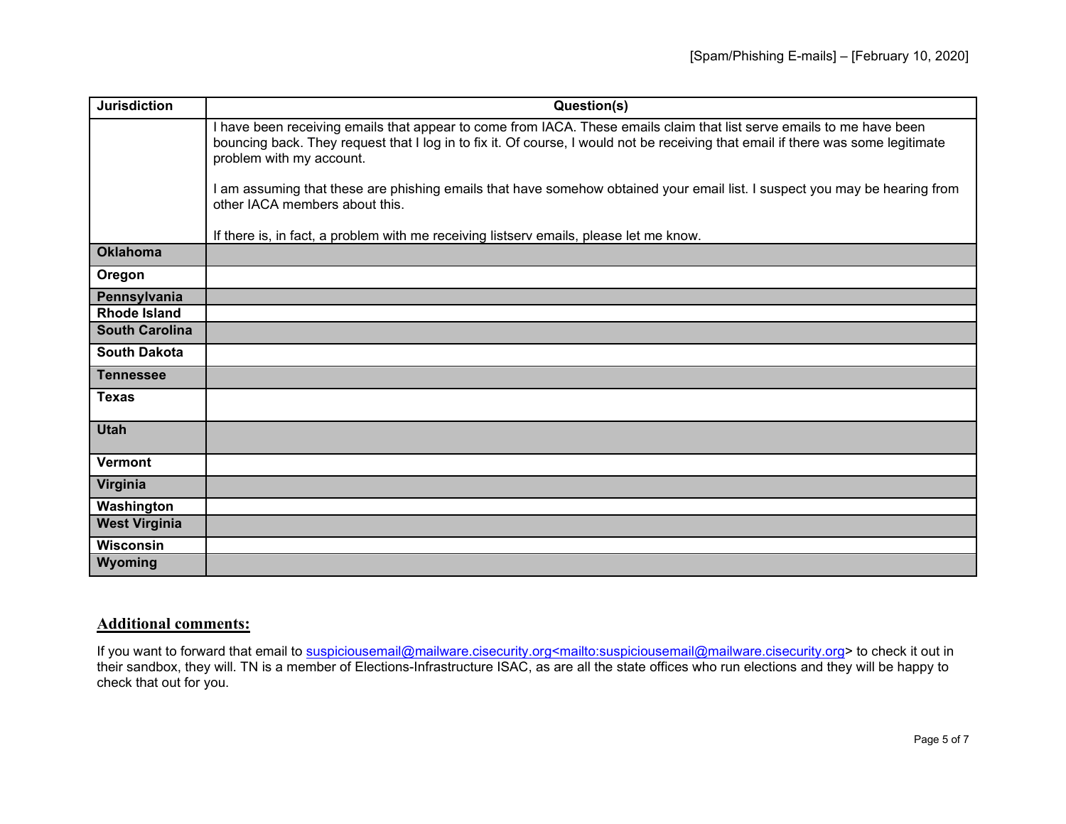| Jurisdiction | Question(s) |
|---|---|
| | I have been receiving emails that appear to come from IACA. These emails claim that list serve emails to me have been bouncing back. They request that I log in to fix it. Of course, I would not be receiving that email if there was some legitimate problem with my account.<br><br>I am assuming that these are phishing emails that have somehow obtained your email list. I suspect you may be hearing from other IACA members about this.<br><br>If there is, in fact, a problem with me receiving listserv emails, please let me know. |
| **Oklahoma** | |
| **Oregon** | |
| **Pennsylvania** | |
| **Rhode Island** | |
| **South Carolina** | |
| **South Dakota** | |
| **Tennessee** | |
| **Texas** | |
| **Utah** | |
| **Vermont** | |
| **Virginia** | |
| **Washington** | |
| **West Virginia** | |
| **Wisconsin** | |
| **Wyoming** | |

## Additional comments:

If you want to forward that email to suspiciousemail@mailware.cisecurity.org<mailto:suspiciousemail@mailware.cisecurity.org> to check it out in their sandbox, they will. TN is a member of Elections-Infrastructure ISAC, as are all the state offices who run elections and they will be happy to check that out for you.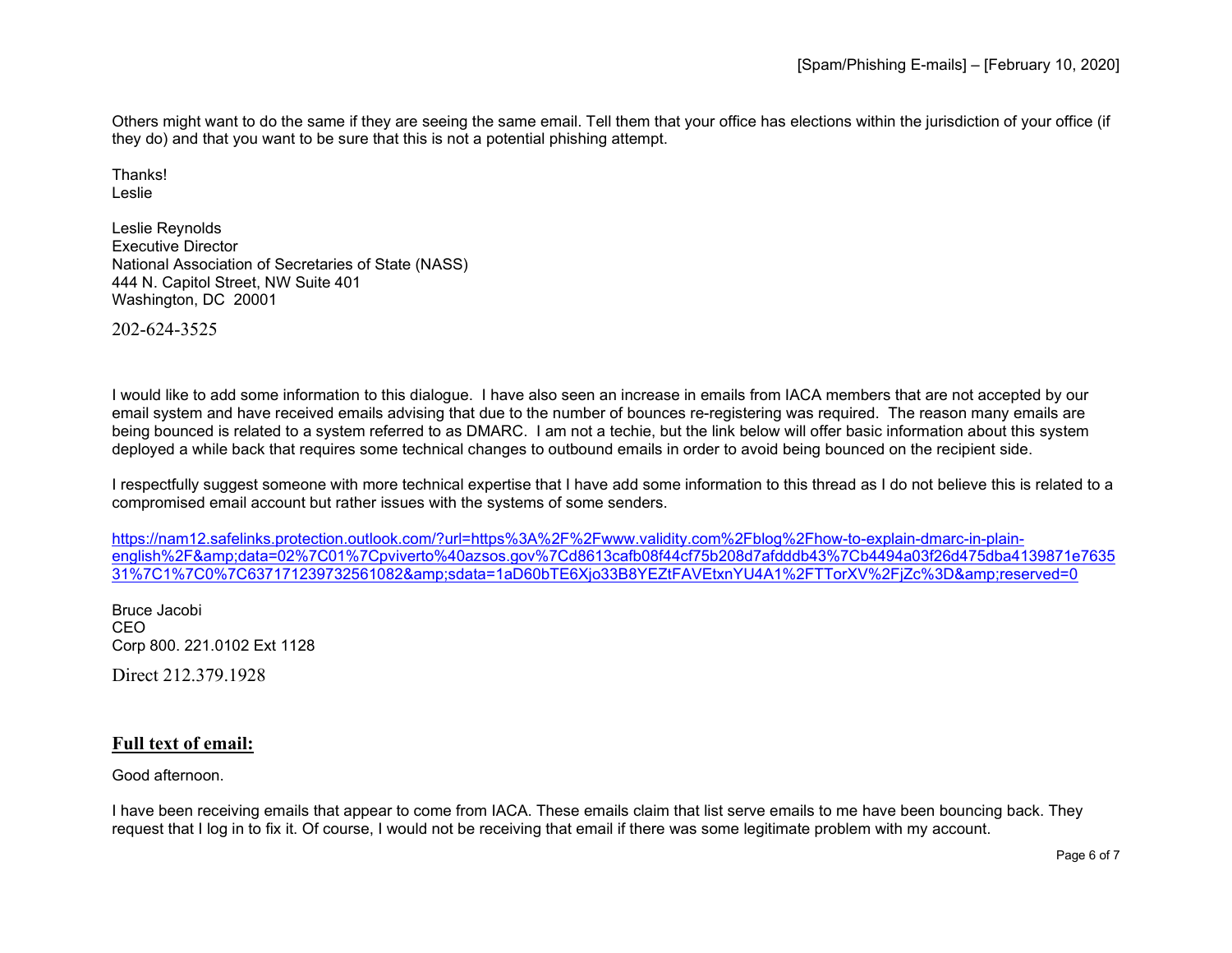Others might want to do the same if they are seeing the same email. Tell them that your office has elections within the jurisdiction of your office (if they do) and that you want to be sure that this is not a potential phishing attempt.

Thanks!
Leslie

Leslie Reynolds
Executive Director
National Association of Secretaries of State (NASS)
444 N. Capitol Street, NW Suite 401
Washington, DC 20001

202-624-3525

I would like to add some information to this dialogue. I have also seen an increase in emails from IACA members that are not accepted by our email system and have received emails advising that due to the number of bounces re-registering was required. The reason many emails are being bounced is related to a system referred to as DMARC. I am not a techie, but the link below will offer basic information about this system deployed a while back that requires some technical changes to outbound emails in order to avoid being bounced on the recipient side.

I respectfully suggest someone with more technical expertise that I have add some information to this thread as I do not believe this is related to a compromised email account but rather issues with the systems of some senders.

https://nam12.safelinks.protection.outlook.com/?url=https%3A%2F%2Fwww.validity.com%2Fblog%2Fhow-to-explain-dmarc-in-plain-english%2F&amp;data=02%7C01%7Cpviverto%40azsos.gov%7Cd8613cafb08f44cf75b208d7afdddb43%7Cb4494a03f26d475dba4139871e763531%7C1%7C0%7C637171239732561082&amp;sdata=1aD60bTE6Xjo33B8YEZtFAVEtxnYU4A1%2FTTorXV%2FjZc%3D&amp;reserved=0

Bruce Jacobi
CEO
Corp 800. 221.0102 Ext 1128

Direct 212.379.1928

## **Full text of email:**

Good afternoon.

I have been receiving emails that appear to come from IACA. These emails claim that list serve emails to me have been bouncing back. They request that I log in to fix it. Of course, I would not be receiving that email if there was some legitimate problem with my account.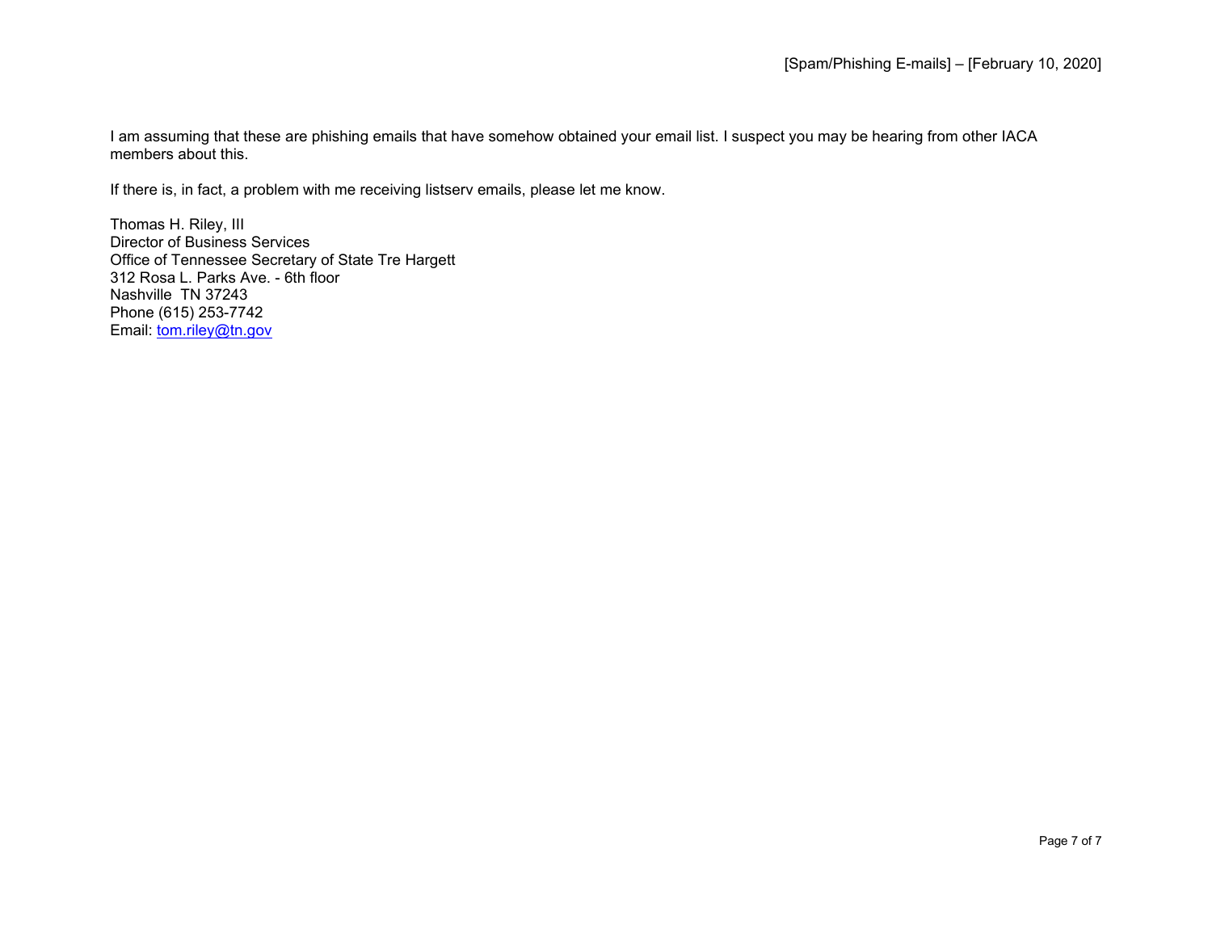I am assuming that these are phishing emails that have somehow obtained your email list. I suspect you may be hearing from other IACA members about this.

If there is, in fact, a problem with me receiving listserv emails, please let me know.

Thomas H. Riley, III
Director of Business Services
Office of Tennessee Secretary of State Tre Hargett
312 Rosa L. Parks Ave. - 6th floor
Nashville TN 37243
Phone (615) 253-7742
Email: tom.riley@tn.gov